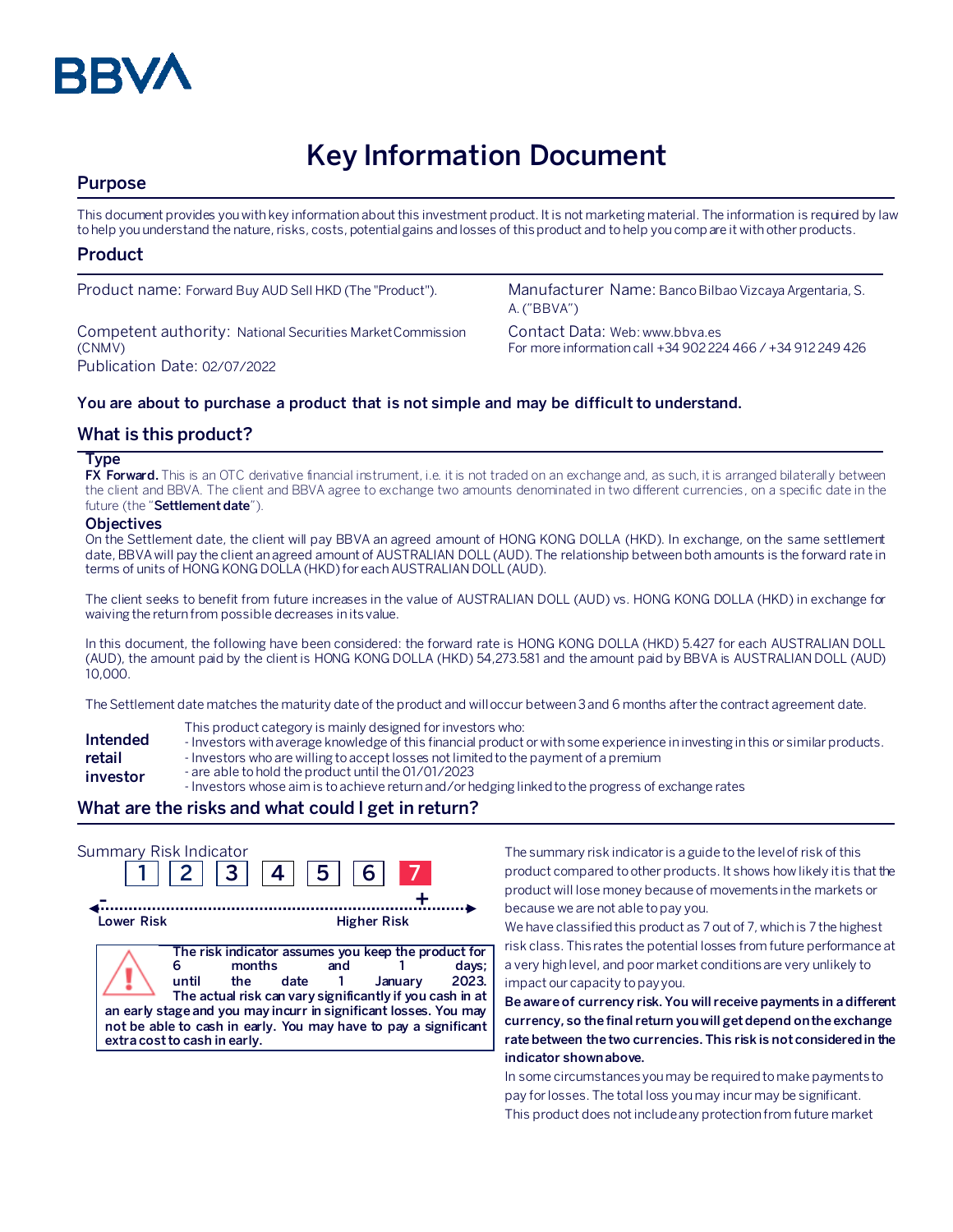# Key Information Document

## Purpose

This document provides you with key information about this investment product. It is not marketing material. The information is required by law to help you understand the nature, risks, costs, potential gains and losses of this product and to help you compare it with other products.

## Product

Product name: Forward Buy AUD Sell HKD (The "Product").

Manufacturer Name: Banco Bilbao Vizcaya Argentaria, S. A. ("BBVA")

Competent authority: National Securities Market Commission (CNMV)

Contact Data: Web: www.bbva.es
For more information call +34 902 224 466 / +34 912 249 426

Publication Date: 02/07/2022

**You are about to purchase a product that is not simple and may be difficult to understand.**

## What is this product?

### Type

**FX Forward.** This is an OTC derivative financial instrument, i.e. it is not traded on an exchange and, as such, it is arranged bilaterally between the client and BBVA. The client and BBVA agree to exchange two amounts denominated in two different currencies, on a specific date in the future (the "**Settlement date**").

### Objectives

On the Settlement date, the client will pay BBVA an agreed amount of HONG KONG DOLLA (HKD). In exchange, on the same settlement date, BBVA will pay the client an agreed amount of AUSTRALIAN DOLL (AUD). The relationship between both amounts is the forward rate in terms of units of HONG KONG DOLLA (HKD) for each AUSTRALIAN DOLL (AUD).

The client seeks to benefit from future increases in the value of AUSTRALIAN DOLL (AUD) vs. HONG KONG DOLLA (HKD) in exchange for waiving the return from possible decreases in its value.

In this document, the following have been considered: the forward rate is HONG KONG DOLLA (HKD) 5.427 for each AUSTRALIAN DOLL (AUD), the amount paid by the client is HONG KONG DOLLA (HKD) 54,273.581 and the amount paid by BBVA is AUSTRALIAN DOLL (AUD) 10,000.

The Settlement date matches the maturity date of the product and will occur between 3 and 6 months after the contract agreement date.

**Intended retail investor**

This product category is mainly designed for investors who:
- Investors with average knowledge of this financial product or with some experience in investing in this or similar products.
- Investors who are willing to accept losses not limited to the payment of a premium
- are able to hold the product until the 01/01/2023
- Investors whose aim is to achieve return and/or hedging linked to the progress of exchange rates

## What are the risks and what could I get in return?

Summary Risk Indicator

| 1 | 2 | 3 | 4 | 5 | 6 | **7** |
|---|---|---|---|---|---|---|

Lower Risk — Higher Risk

**The risk indicator assumes you keep the product for 6 months and 1 days; until the date 1 January 2023. The actual risk can vary significantly if you cash in at an early stage and you may incurr in significant losses. You may not be able to cash in early. You may have to pay a significant extra cost to cash in early.**

The summary risk indicator is a guide to the level of risk of this product compared to other products. It shows how likely it is that the product will lose money because of movements in the markets or because we are not able to pay you.

We have classified this product as 7 out of 7, which is 7 the highest risk class. This rates the potential losses from future performance at a very high level, and poor market conditions are very unlikely to impact our capacity to pay you.

**Be aware of currency risk. You will receive payments in a different currency, so the final return you will get depend on the exchange rate between the two currencies. This risk is not considered in the indicator shown above.**

In some circumstances you may be required to make payments to pay for losses. The total loss you may incur may be significant.

This product does not include any protection from future market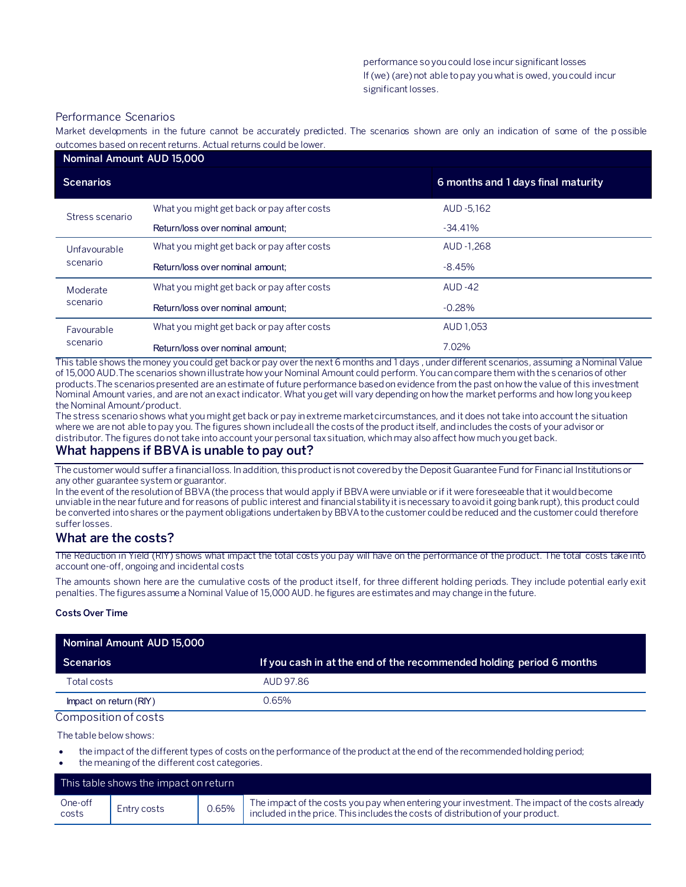performance so you could lose incur significant losses
If (we) (are) not able to pay you what is owed, you could incur significant losses.

Performance Scenarios

Market developments in the future cannot be accurately predicted. The scenarios shown are only an indication of some of the possible outcomes based on recent returns. Actual returns could be lower.

| Nominal Amount AUD 15,000 | | |
|---|---|---|
| **Scenarios** | | **6 months and 1 days final maturity** |
| Stress scenario | What you might get back or pay after costs | AUD -5,162 |
| | Return/loss over nominal amount; | -34.41% |
| Unfavourable scenario | What you might get back or pay after costs | AUD -1,268 |
| | Return/loss over nominal amount; | -8.45% |
| Moderate scenario | What you might get back or pay after costs | AUD -42 |
| | Return/loss over nominal amount; | -0.28% |
| Favourable scenario | What you might get back or pay after costs | AUD 1,053 |
| | Return/loss over nominal amount; | 7.02% |

This table shows the money you could get back or pay over the next 6 months and 1 days , under different scenarios, assuming a Nominal Value of 15,000 AUD.The scenarios shown illustrate how your Nominal Amount could perform. You can compare them with the s cenarios of other products.The scenarios presented are an estimate of future performance based on evidence from the past on how the value of this investment Nominal Amount varies, and are not an exact indicator. What you get will vary depending on how the market performs and how long you keep the Nominal Amount/product.
The stress scenario shows what you might get back or pay in extreme market circumstances, and it does not take into account the situation where we are not able to pay you. The figures shown include all the costs of the product itself, and includes the costs of your advisor or distributor. The figures do not take into account your personal tax situation, which may also affect how much you get back.

## What happens if BBVA is unable to pay out?

The customer would suffer a financial loss. In addition, this product is not covered by the Deposit Guarantee Fund for Financial Institutions or any other guarantee system or guarantor.
In the event of the resolution of BBVA (the process that would apply if BBVA were unviable or if it were foreseeable that it would become unviable in the near future and for reasons of public interest and financial stability it is necessary to avoid it going bankrupt), this product could be converted into shares or the payment obligations undertaken by BBVA to the customer could be reduced and the customer could therefore suffer losses.

## What are the costs?

The Reduction in Yield (RIY) shows what impact the total costs you pay will have on the performance of the product. The total costs take into account one-off, ongoing and incidental costs

The amounts shown here are the cumulative costs of the product itself, for three different holding periods. They include potential early exit penalties. The figures assume a Nominal Value of 15,000 AUD. he figures are estimates and may change in the future.

**Costs Over Time**

| Nominal Amount AUD 15,000 | |
|---|---|
| **Scenarios** | **If you cash in at the end of the recommended holding period 6 months** |
| Total costs | AUD 97.86 |
| Impact on return (RIY) | 0.65% |

Composition of costs

The table below shows:

- the impact of the different types of costs on the performance of the product at the end of the recommended holding period;
- the meaning of the different cost categories.

| This table shows the impact on return | | | |
|---|---|---|---|
| One-off costs | Entry costs | 0.65% | The impact of the costs you pay when entering your investment. The impact of the costs already included in the price. This includes the costs of distribution of your product. |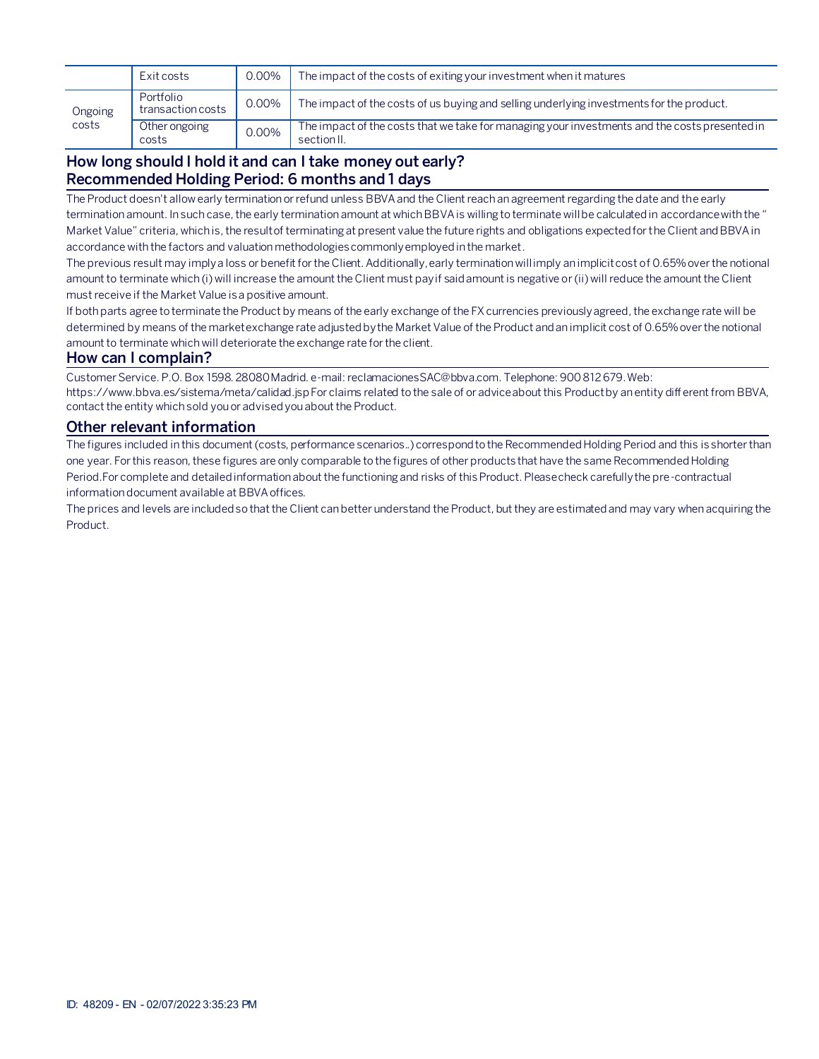| | | | |
|---|---|---|---|
| | Exit costs | 0.00% | The impact of the costs of exiting your investment when it matures |
| Ongoing costs | Portfolio transaction costs | 0.00% | The impact of the costs of us buying and selling underlying investments for the product. |
| | Other ongoing costs | 0.00% | The impact of the costs that we take for managing your investments and the costs presented in section II. |

## How long should I hold it and can I take money out early?
## Recommended Holding Period: 6 months and 1 days

The Product doesn't allow early termination or refund unless BBVA and the Client reach an agreement regarding the date and the early termination amount. In such case, the early termination amount at which BBVA is willing to terminate will be calculated in accordance with the " Market Value" criteria, which is, the result of terminating at present value the future rights and obligations expected for the Client and BBVA in accordance with the factors and valuation methodologies commonly employed in the market.

The previous result may imply a loss or benefit for the Client. Additionally, early termination will imply an implicit cost of 0.65% over the notional amount to terminate which (i) will increase the amount the Client must pay if said amount is negative or (ii) will reduce the amount the Client must receive if the Market Value is a positive amount.

If both parts agree to terminate the Product by means of the early exchange of the FX currencies previously agreed, the exchange rate will be determined by means of the market exchange rate adjusted by the Market Value of the Product and an implicit cost of 0.65% over the notional amount to terminate which will deteriorate the exchange rate for the client.

## How can I complain?

Customer Service. P.O. Box 1598. 28080 Madrid. e-mail: reclamacionesSAC@bbva.com. Telephone: 900 812 679. Web: https://www.bbva.es/sistema/meta/calidad.jsp For claims related to the sale of or advice about this Product by an entity different from BBVA, contact the entity which sold you or advised you about the Product.

## Other relevant information

The figures included in this document (costs, performance scenarios..) correspond to the Recommended Holding Period and this is shorter than one year. For this reason, these figures are only comparable to the figures of other products that have the same Recommended Holding Period.For complete and detailed information about the functioning and risks of this Product. Please check carefully the pre-contractual information document available at BBVA offices.

The prices and levels are included so that the Client can better understand the Product, but they are estimated and may vary when acquiring the Product.

ID: 48209 - EN - 02/07/2022 3:35:23 PM